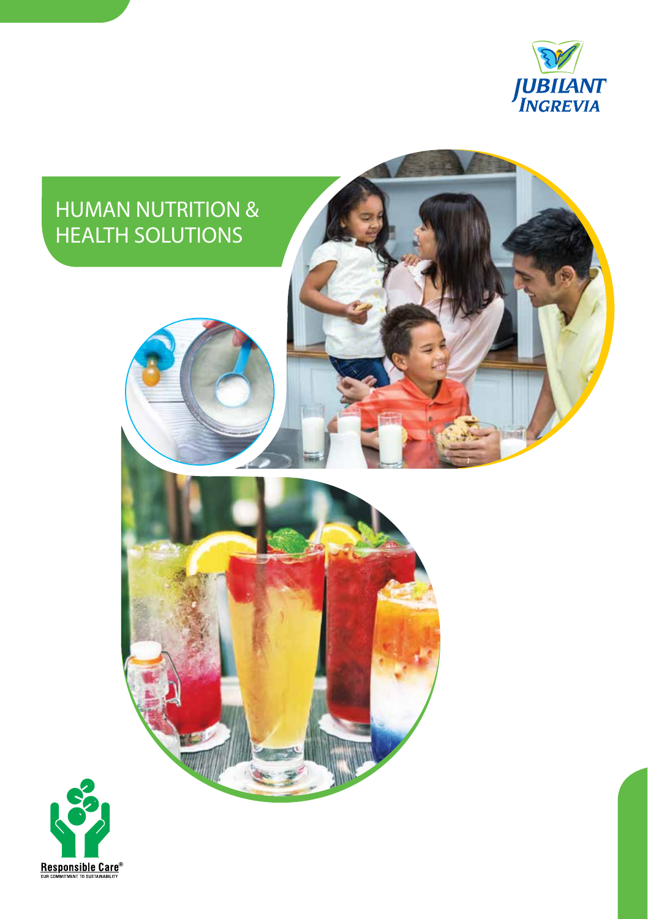JUBILANT INGREVIA

# HUMAN NUTRITION & HEALTH SOLUTIONS

Responsible Care®
OUR COMMITMENT TO SUSTAINABILITY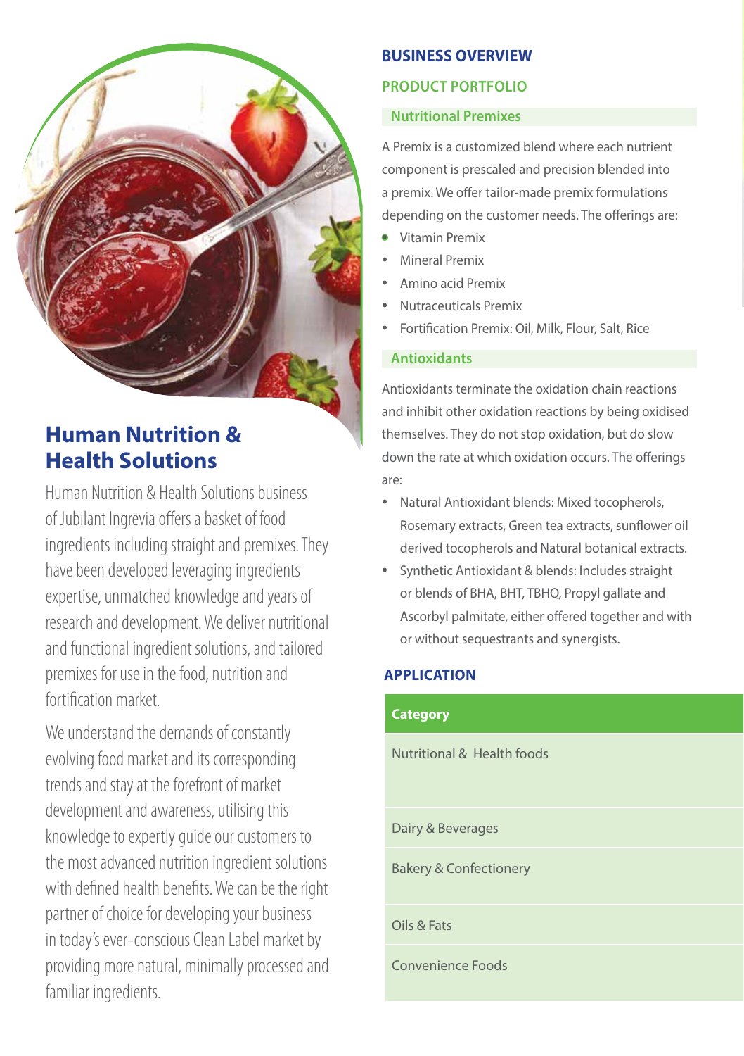# Human Nutrition & Health Solutions

Human Nutrition & Health Solutions business of Jubilant Ingrevia offers a basket of food ingredients including straight and premixes. They have been developed leveraging ingredients expertise, unmatched knowledge and years of research and development. We deliver nutritional and functional ingredient solutions, and tailored premixes for use in the food, nutrition and fortification market.

We understand the demands of constantly evolving food market and its corresponding trends and stay at the forefront of market development and awareness, utilising this knowledge to expertly guide our customers to the most advanced nutrition ingredient solutions with defined health benefits. We can be the right partner of choice for developing your business in today's ever-conscious Clean Label market by providing more natural, minimally processed and familiar ingredients.

## BUSINESS OVERVIEW

### PRODUCT PORTFOLIO

#### Nutritional Premixes

A Premix is a customized blend where each nutrient component is prescaled and precision blended into a premix. We offer tailor-made premix formulations depending on the customer needs. The offerings are:

- Vitamin Premix
- Mineral Premix
- Amino acid Premix
- Nutraceuticals Premix
- Fortification Premix: Oil, Milk, Flour, Salt, Rice

#### Antioxidants

Antioxidants terminate the oxidation chain reactions and inhibit other oxidation reactions by being oxidised themselves. They do not stop oxidation, but do slow down the rate at which oxidation occurs. The offerings are:

- Natural Antioxidant blends: Mixed tocopherols, Rosemary extracts, Green tea extracts, sunflower oil derived tocopherols and Natural botanical extracts.
- Synthetic Antioxidant & blends: Includes straight or blends of BHA, BHT, TBHQ, Propyl gallate and Ascorbyl palmitate, either offered together and with or without sequestrants and synergists.

## APPLICATION

| Category |
| --- |
| Nutritional & Health foods |
| Dairy & Beverages |
| Bakery & Confectionery |
| Oils & Fats |
| Convenience Foods |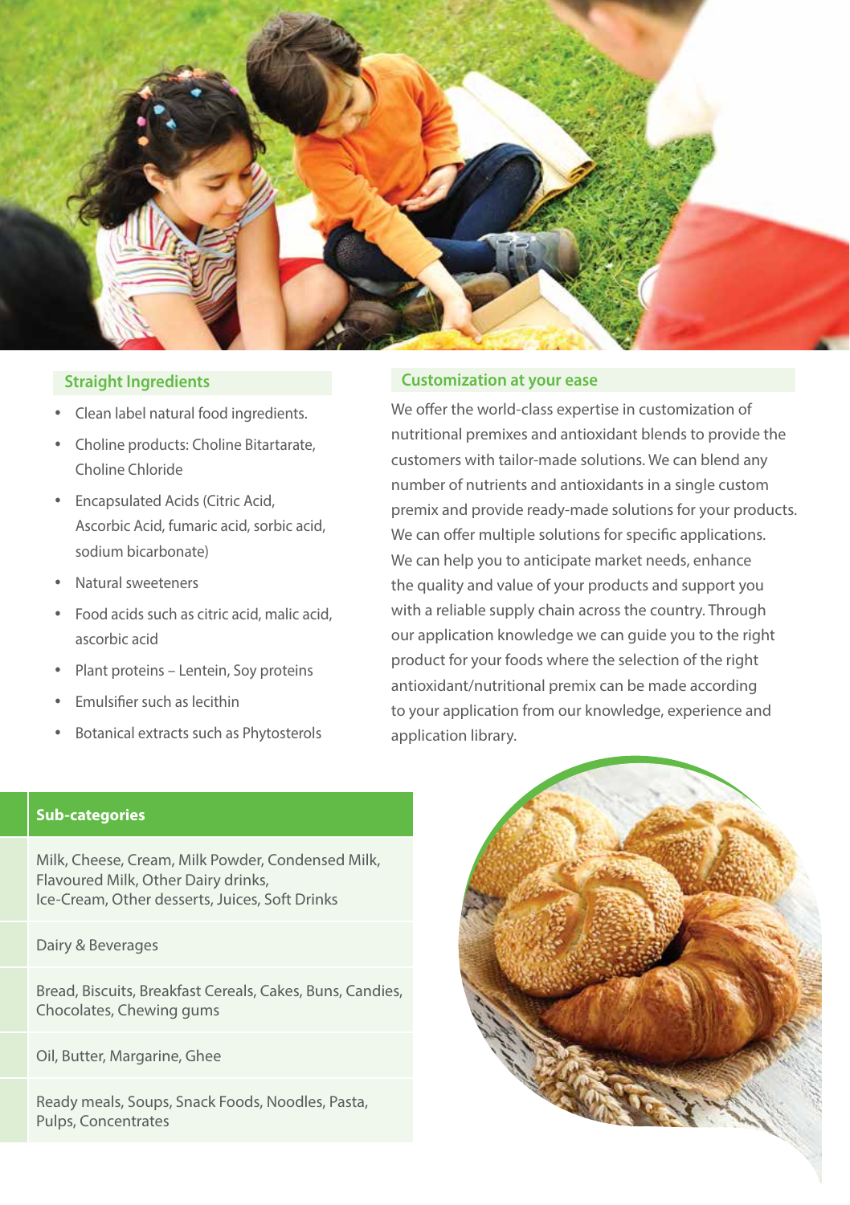## Straight Ingredients

- Clean label natural food ingredients.
- Choline products: Choline Bitartarate, Choline Chloride
- Encapsulated Acids (Citric Acid, Ascorbic Acid, fumaric acid, sorbic acid, sodium bicarbonate)
- Natural sweeteners
- Food acids such as citric acid, malic acid, ascorbic acid
- Plant proteins – Lentein, Soy proteins
- Emulsifier such as lecithin
- Botanical extracts such as Phytosterols

## Customization at your ease

We offer the world-class expertise in customization of nutritional premixes and antioxidant blends to provide the customers with tailor-made solutions. We can blend any number of nutrients and antioxidants in a single custom premix and provide ready-made solutions for your products. We can offer multiple solutions for specific applications. We can help you to anticipate market needs, enhance the quality and value of your products and support you with a reliable supply chain across the country. Through our application knowledge we can guide you to the right product for your foods where the selection of the right antioxidant/nutritional premix can be made according to your application from our knowledge, experience and application library.

| Sub-categories |
|---|
| Milk, Cheese, Cream, Milk Powder, Condensed Milk, Flavoured Milk, Other Dairy drinks, Ice-Cream, Other desserts, Juices, Soft Drinks |
| Dairy & Beverages |
| Bread, Biscuits, Breakfast Cereals, Cakes, Buns, Candies, Chocolates, Chewing gums |
| Oil, Butter, Margarine, Ghee |
| Ready meals, Soups, Snack Foods, Noodles, Pasta, Pulps, Concentrates |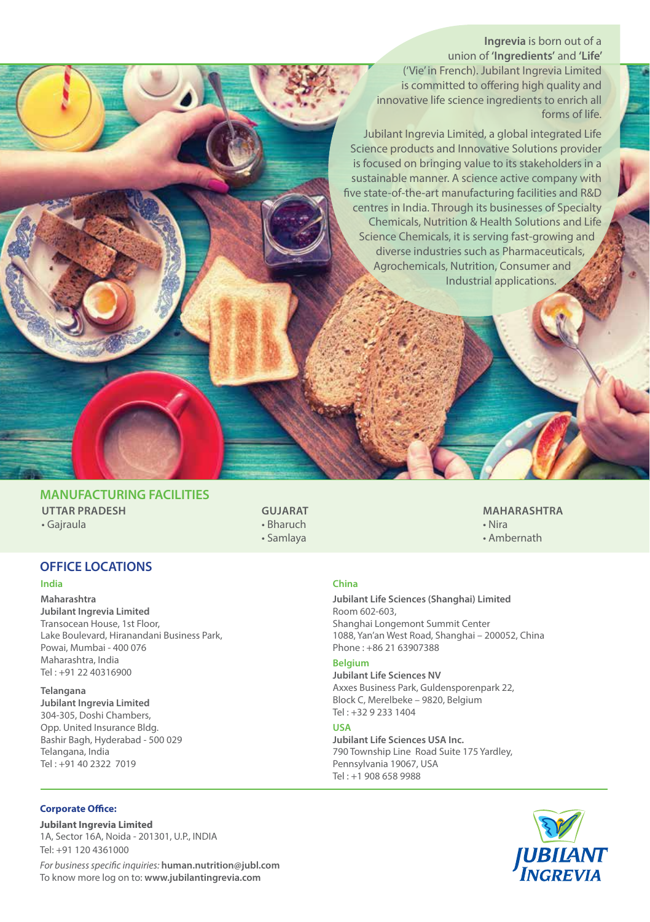**Ingrevia** is born out of a union of **'Ingredients'** and **'Life'** ('Vie' in French). Jubilant Ingrevia Limited is committed to offering high quality and innovative life science ingredients to enrich all forms of life.

Jubilant Ingrevia Limited, a global integrated Life Science products and Innovative Solutions provider is focused on bringing value to its stakeholders in a sustainable manner. A science active company with five state-of-the-art manufacturing facilities and R&D centres in India. Through its businesses of Specialty Chemicals, Nutrition & Health Solutions and Life Science Chemicals, it is serving fast-growing and diverse industries such as Pharmaceuticals, Agrochemicals, Nutrition, Consumer and Industrial applications.

## MANUFACTURING FACILITIES

**UTTAR PRADESH**
- Gajraula

**GUJARAT**
- Bharuch
- Samlaya

**MAHARASHTRA**
- Nira
- Ambernath

## OFFICE LOCATIONS

### India

**Maharashtra**
**Jubilant Ingrevia Limited**
Transocean House, 1st Floor,
Lake Boulevard, Hiranandani Business Park,
Powai, Mumbai - 400 076
Maharashtra, India
Tel : +91 22 40316900

**Telangana**
**Jubilant Ingrevia Limited**
304-305, Doshi Chambers,
Opp. United Insurance Bldg.
Bashir Bagh, Hyderabad - 500 029
Telangana, India
Tel : +91 40 2322 7019

### China

**Jubilant Life Sciences (Shanghai) Limited**
Room 602-603,
Shanghai Longemont Summit Center
1088, Yan'an West Road, Shanghai – 200052, China
Phone : +86 21 63907388

### Belgium

**Jubilant Life Sciences NV**
Axxes Business Park, Guldensporenpark 22,
Block C, Merelbeke – 9820, Belgium
Tel : +32 9 233 1404

### USA

**Jubilant Life Sciences USA Inc.**
790 Township Line Road Suite 175 Yardley,
Pennsylvania 19067, USA
Tel : +1 908 658 9988

**Corporate Office:**

**Jubilant Ingrevia Limited**
1A, Sector 16A, Noida - 201301, U.P., INDIA
Tel: +91 120 4361000

*For business specific inquiries:* **human.nutrition@jubl.com**
To know more log on to: **www.jubilantingrevia.com**

JUBILANT INGREVIA